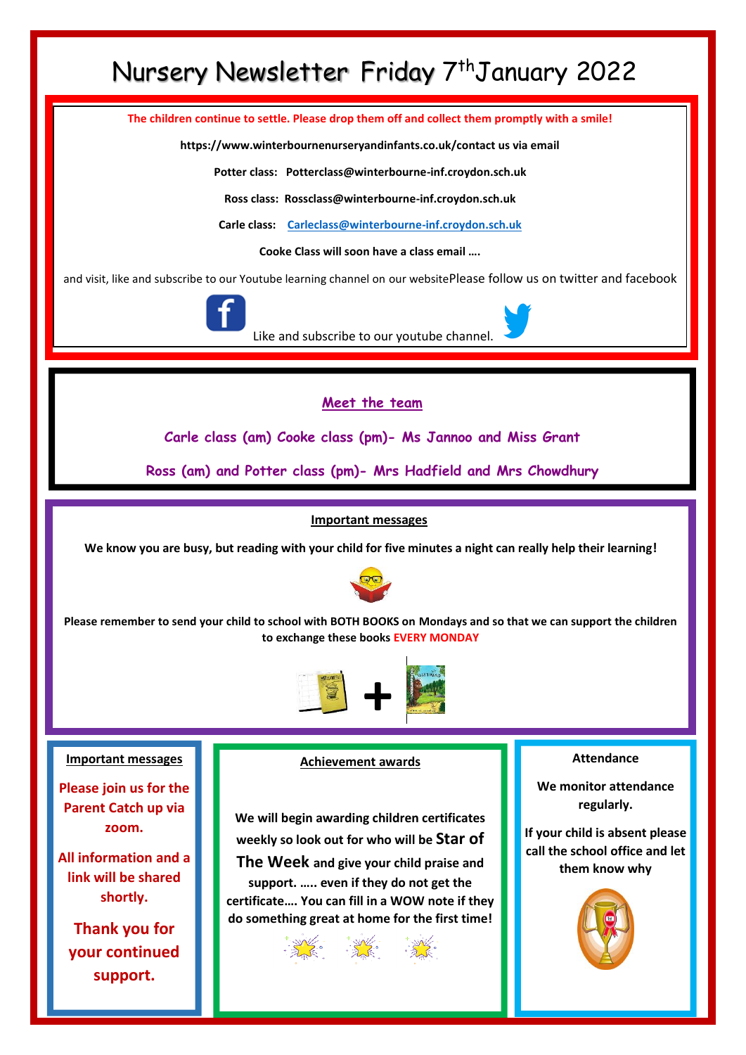# Nursery Newsletter Friday 7thJanuary 2022

**The children continue to settle. Please drop them off and collect them promptly with a smile!**

**https://www.winterbournenurseryandinfants.co.uk/contact us via email**

**Potter class: Potterclass@winterbourne-inf.croydon.sch.uk**

**Ross class: Rossclass@winterbourne-inf.croydon.sch.uk**

**Carle class: Carleclass@winterbourne-inf.croydon.sch.uk**

**Cooke Class will soon have a class email ….**

and visit, like and subscribe to our Youtube learning channel on our websitePlease follow us on twitter and facebook

Like and subscribe to our youtube channel.

## Meet the team

**Carle class (am) Cooke class (pm)- Ms Jannoo and Miss Grant**

**Ross (am) and Potter class (pm)- Mrs Hadfield and Mrs Chowdhury**

## Important messages

**We know you are busy, but reading with your child for five minutes a night can really help their learning!**

**Please remember to send your child to school with BOTH BOOKS on Mondays and so that we can support the children to exchange these books EVERY MONDAY**

## Important messages

**Please join us for the Parent Catch up via zoom.**

**All information and a link will be shared shortly.**

**Thank you for your continued support.**

## Achievement awards

**We will begin awarding children certificates weekly so look out for who will be Star of The Week and give your child praise and support. ….. even if they do not get the certificate…. You can fill in a WOW note if they do something great at home for the first time!**

## Attendance

**We monitor attendance regularly.**

**If your child is absent please call the school office and let them know why**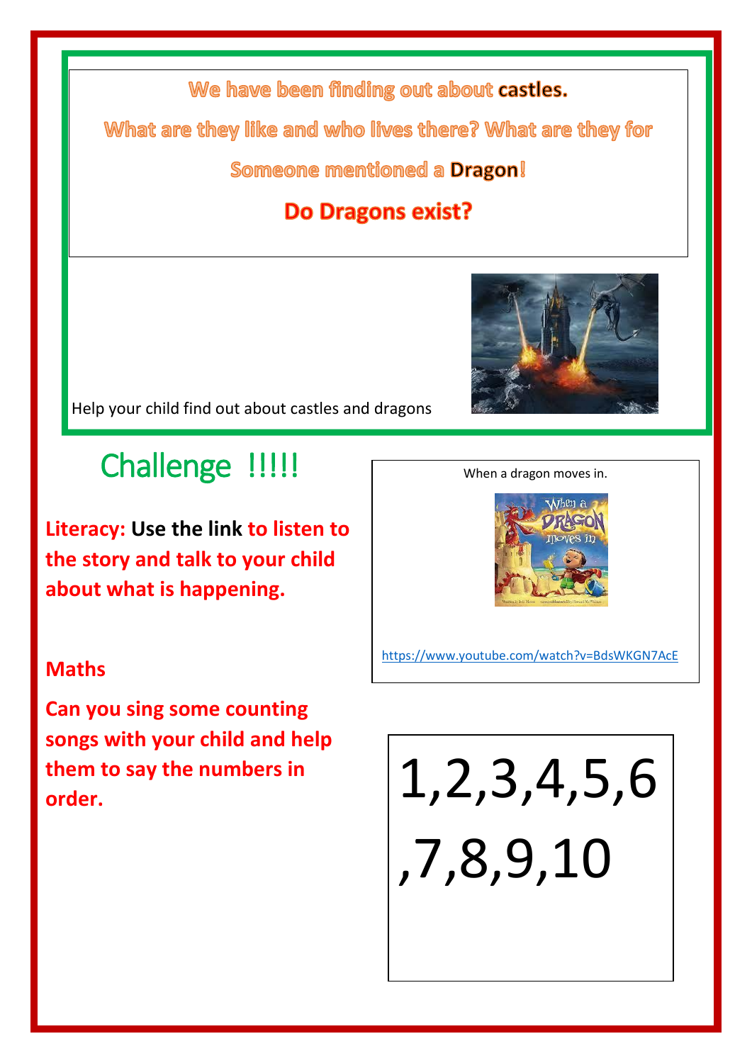We have been finding out about **castles.**

What are they like and who lives there? What are they for

Someone mentioned a **Dragon**!

**Do Dragons exist?**

Help your child find out about castles and dragons

## Challenge !!!!!

**Literacy: Use the link to listen to the story and talk to your child about what is happening.**

When a dragon moves in.

https://www.youtube.com/watch?v=BdsWKGN7AcE

**Maths**

**Can you sing some counting songs with your child and help them to say the numbers in order.**

1,2,3,4,5,6,7,8,9,10